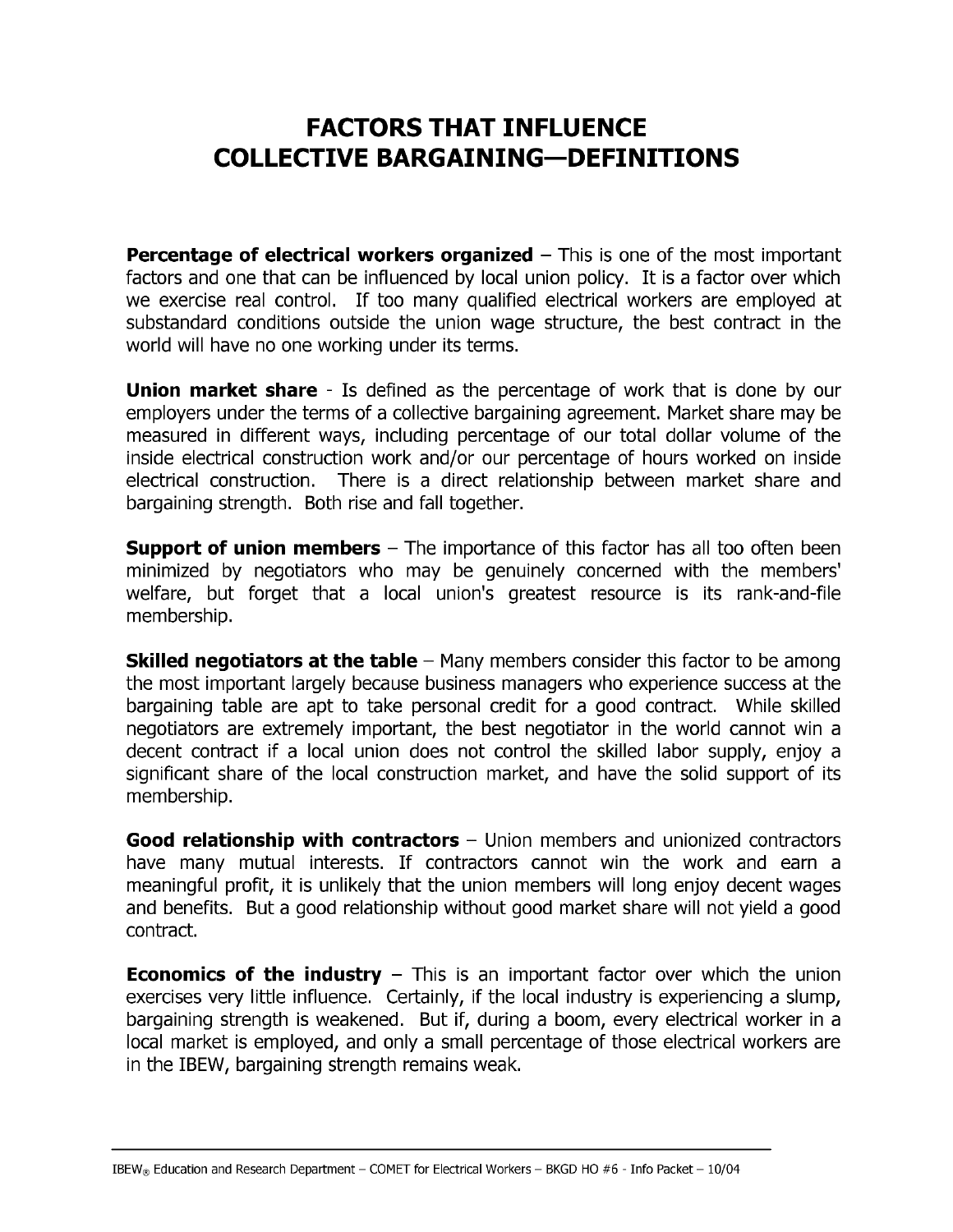# FACTORS THAT INFLUENCE COLLECTIVE BARGAINING—DEFINITIONS

**Percentage of electrical workers organized** – This is one of the most important factors and one that can be influenced by local union policy. It is a factor over which we exercise real control. If too many qualified electrical workers are employed at substandard conditions outside the union wage structure, the best contract in the world will have no one working under its terms.

**Union market share** - Is defined as the percentage of work that is done by our employers under the terms of a collective bargaining agreement. Market share may be measured in different ways, including percentage of our total dollar volume of the inside electrical construction work and/or our percentage of hours worked on inside electrical construction. There is a direct relationship between market share and bargaining strength. Both rise and fall together.

**Support of union members** – The importance of this factor has all too often been minimized by negotiators who may be genuinely concerned with the members' welfare, but forget that a local union's greatest resource is its rank-and-file membership.

**Skilled negotiators at the table** – Many members consider this factor to be among the most important largely because business managers who experience success at the bargaining table are apt to take personal credit for a good contract. While skilled negotiators are extremely important, the best negotiator in the world cannot win a decent contract if a local union does not control the skilled labor supply, enjoy a significant share of the local construction market, and have the solid support of its membership.

**Good relationship with contractors** – Union members and unionized contractors have many mutual interests. If contractors cannot win the work and earn a meaningful profit, it is unlikely that the union members will long enjoy decent wages and benefits. But a good relationship without good market share will not yield a good contract.

**Economics of the industry** – This is an important factor over which the union exercises very little influence. Certainly, if the local industry is experiencing a slump, bargaining strength is weakened. But if, during a boom, every electrical worker in a local market is employed, and only a small percentage of those electrical workers are in the IBEW, bargaining strength remains weak.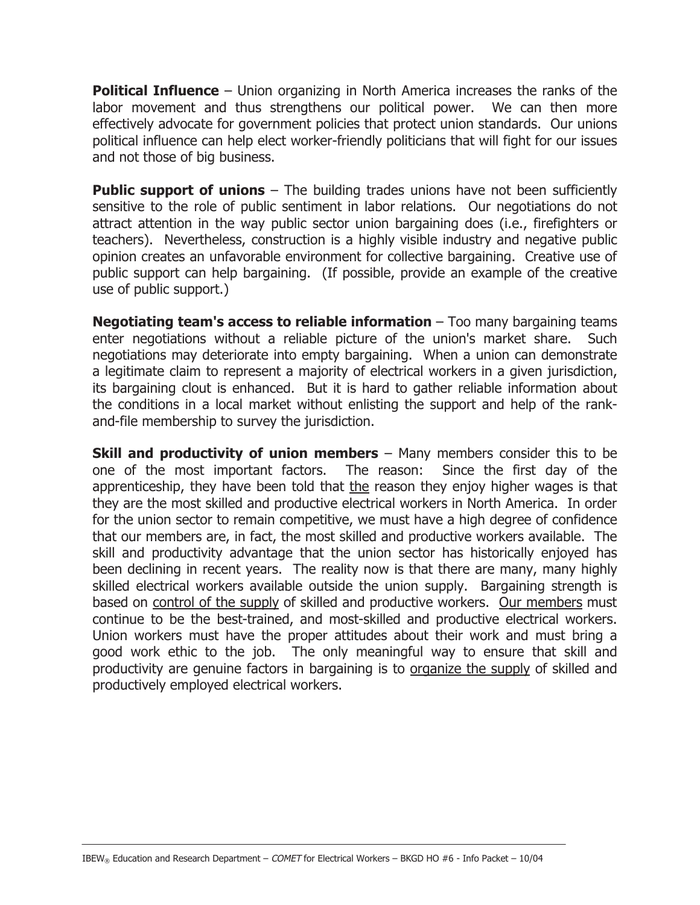**Political Influence** – Union organizing in North America increases the ranks of the labor movement and thus strengthens our political power. We can then more effectively advocate for government policies that protect union standards. Our unions political influence can help elect worker-friendly politicians that will fight for our issues and not those of big business.

**Public support of unions** – The building trades unions have not been sufficiently sensitive to the role of public sentiment in labor relations. Our negotiations do not attract attention in the way public sector union bargaining does (i.e., firefighters or teachers). Nevertheless, construction is a highly visible industry and negative public opinion creates an unfavorable environment for collective bargaining. Creative use of public support can help bargaining. (If possible, provide an example of the creative use of public support.)

**Negotiating team's access to reliable information** – Too many bargaining teams enter negotiations without a reliable picture of the union's market share. Such negotiations may deteriorate into empty bargaining. When a union can demonstrate a legitimate claim to represent a majority of electrical workers in a given jurisdiction, its bargaining clout is enhanced. But it is hard to gather reliable information about the conditions in a local market without enlisting the support and help of the rank-and-file membership to survey the jurisdiction.

**Skill and productivity of union members** – Many members consider this to be one of the most important factors. The reason: Since the first day of the apprenticeship, they have been told that <u>the</u> reason they enjoy higher wages is that they are the most skilled and productive electrical workers in North America. In order for the union sector to remain competitive, we must have a high degree of confidence that our members are, in fact, the most skilled and productive workers available. The skill and productivity advantage that the union sector has historically enjoyed has been declining in recent years. The reality now is that there are many, many highly skilled electrical workers available outside the union supply. Bargaining strength is based on <u>control of the supply</u> of skilled and productive workers. <u>Our members</u> must continue to be the best-trained, and most-skilled and productive electrical workers. Union workers must have the proper attitudes about their work and must bring a good work ethic to the job. The only meaningful way to ensure that skill and productivity are genuine factors in bargaining is to <u>organize the supply</u> of skilled and productively employed electrical workers.